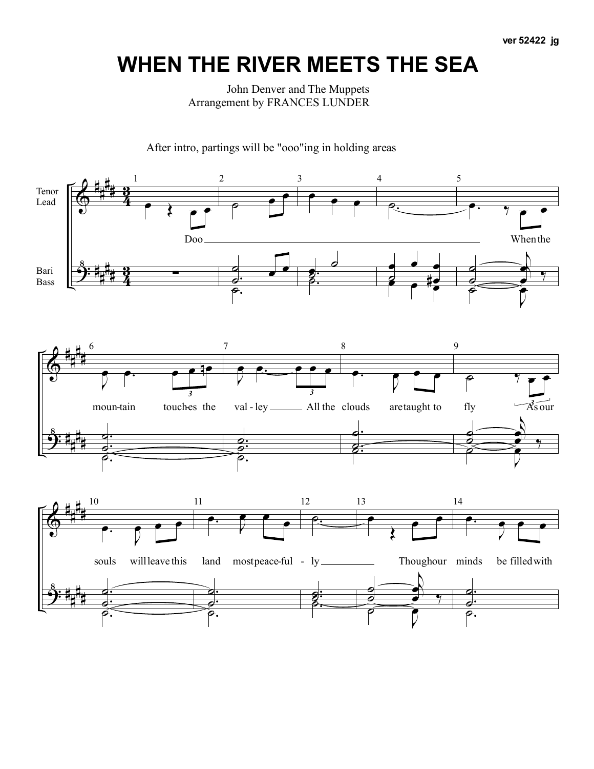ver 52422 jg

# WHEN THE RIVER MEETS THE SEA

John Denver and The Muppets
Arrangement by FRANCES LUNDER

After intro, partings will be "ooo"ing in holding areas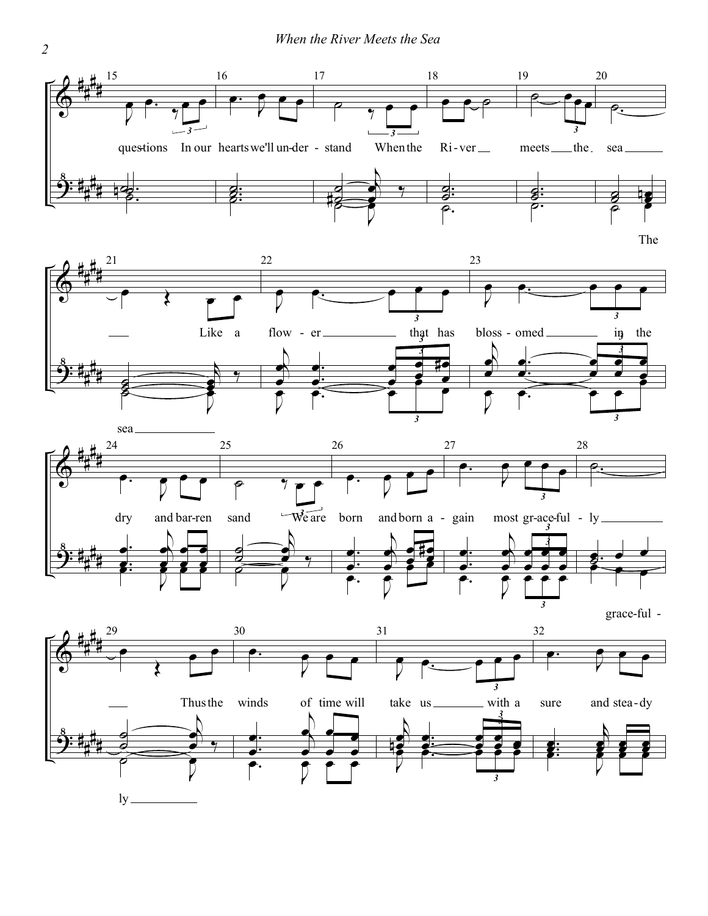questions In our hearts we'll un-der-stand When the Ri-ver meets the sea

The sea

Like a flow-er that has bloss-omed in the dry and bar-ren sand We are born and born a-gain most grace-ful-ly

grace-ful-ly

Thus the winds of time will take us with a sure and stea-dy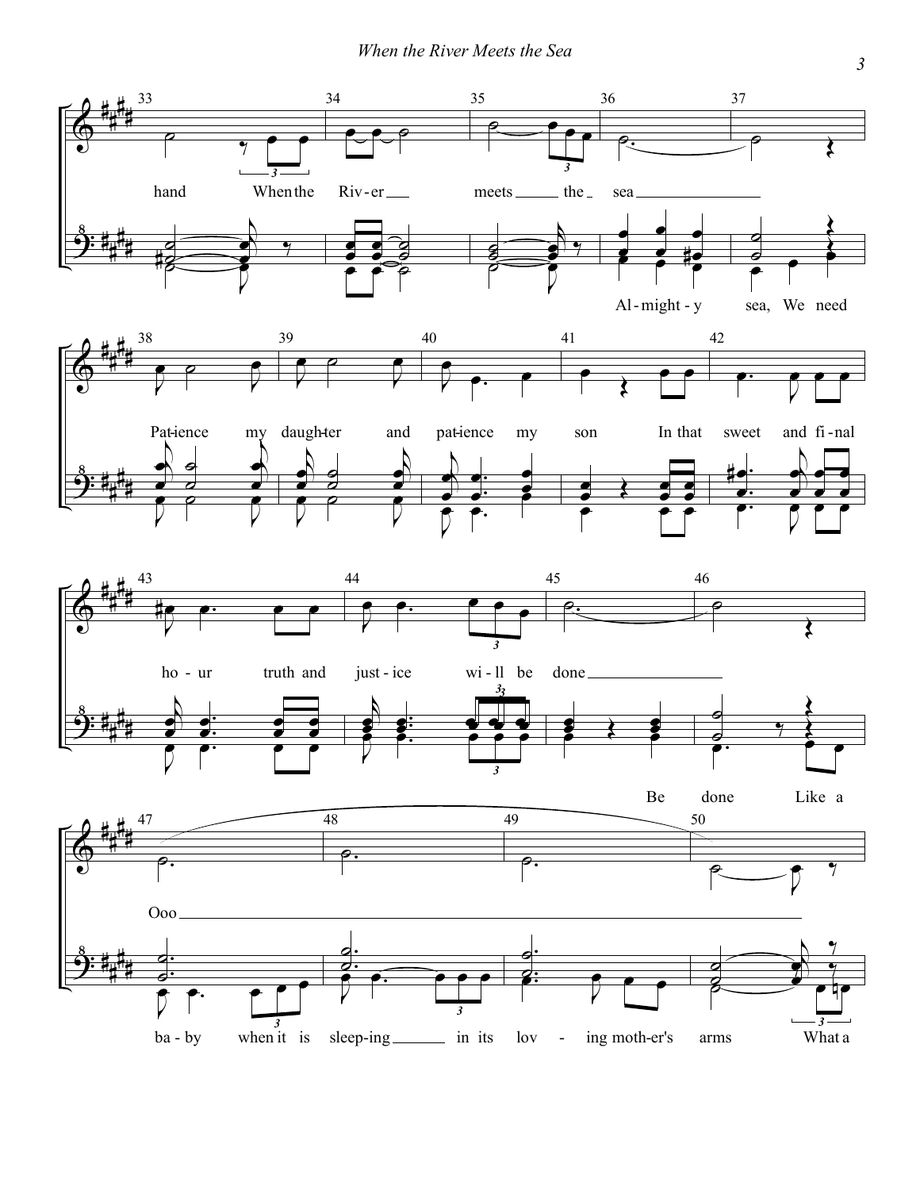33

hand When the Riv - er meets the sea

Al - might - y sea, We need

38

Pat-ience my daugh-ter and pat-ience my son In that sweet and fi - nal

43

ho - ur truth and just - ice wi - ll be done

Be done Like a

47

Ooo

ba - by when it is sleep-ing in its lov - ing moth-er's arms What a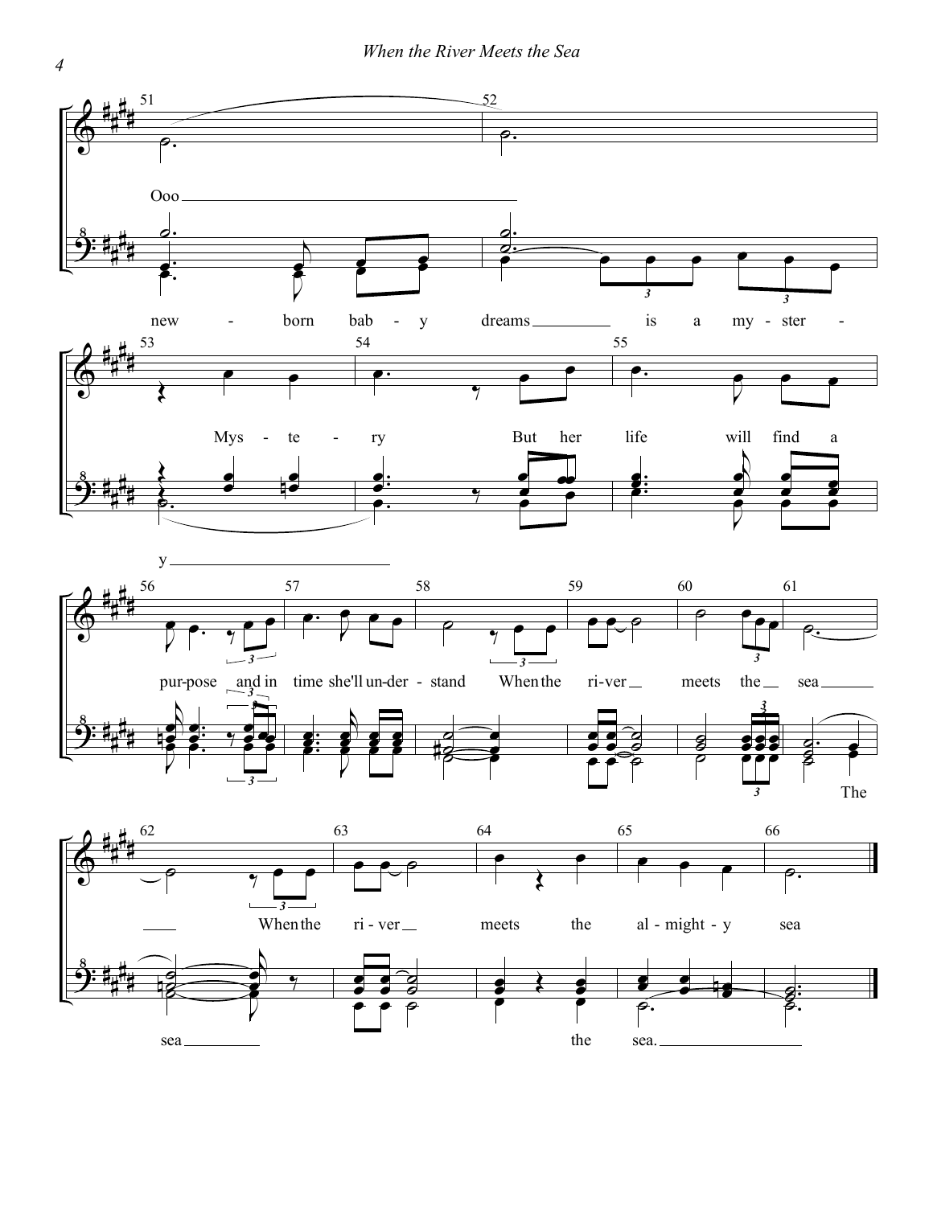Ooo

new - born bab - y dreams is a my - ster -

Mys - te - ry But her life will find a

y

pur-pose and in time she'll un-der - stand When the ri-ver meets the sea

The

When the ri - ver meets the al - might - y sea

sea the sea.